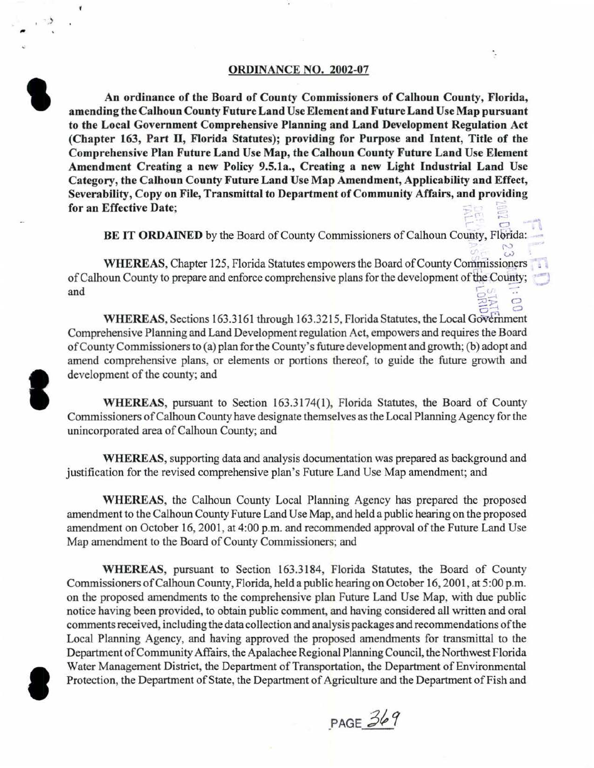## ORDINANCE NO. 2002-07

**An ordinance of the Board of County Commissioners of Calhoun County, Florida, amending the Calhoun County Future Land Use Element and Future Land Use Map pursuant to the Local Government Comprehensive Planning and Land Development Regulation Act (Chapter 163, Part II, Florida Statutes); providing for Purpose and Intent, Title of the Comprehensive Plan Future Land Use Map, the Calhoun County Future Land Use Element Amendment Creating a new Policy 9.5.1a., Creating a new Light Industrial Land Use Category, the Calhoun County Future Land Use Map Amendment, Applicability and Effect, Severability, Copy on File, Transmittal to Department of Community Affairs, and providing for an Effective Date;**

**BE IT ORDAINED** by the Board of County Commissioners of Calhoun County, Florida:

**WHEREAS**, Chapter 125, Florida Statutes empowers the Board of County Commissioners of Calhoun County to prepare and enforce comprehensive plans for the development of the County; and

**WHEREAS**, Sections 163.3161 through 163.3215, Florida Statutes, the Local Government Comprehensive Planning and Land Development regulation Act, empowers and requires the Board of County Commissioners to (a) plan for the County's future development and growth; (b) adopt and amend comprehensive plans, or elements or portions thereof, to guide the future growth and development of the county; and

**WHEREAS**, pursuant to Section 163.3174(1), Florida Statutes, the Board of County Commissioners of Calhoun County have designate themselves as the Local Planning Agency for the unincorporated area of Calhoun County; and

**WHEREAS**, supporting data and analysis documentation was prepared as background and justification for the revised comprehensive plan's Future Land Use Map amendment; and

**WHEREAS**, the Calhoun County Local Planning Agency has prepared the proposed amendment to the Calhoun County Future Land Use Map, and held a public hearing on the proposed amendment on October 16, 2001, at 4:00 p.m. and recommended approval of the Future Land Use Map amendment to the Board of County Commissioners; and

**WHEREAS**, pursuant to Section 163.3184, Florida Statutes, the Board of County Commissioners of Calhoun County, Florida, held a public hearing on October 16, 2001, at 5:00 p.m. on the proposed amendments to the comprehensive plan Future Land Use Map, with due public notice having been provided, to obtain public comment, and having considered all written and oral comments received, including the data collection and analysis packages and recommendations of the Local Planning Agency, and having approved the proposed amendments for transmittal to the Department of Community Affairs, the Apalachee Regional Planning Council, the Northwest Florida Water Management District, the Department of Transportation, the Department of Environmental Protection, the Department of State, the Department of Agriculture and the Department of Fish and

PAGE 369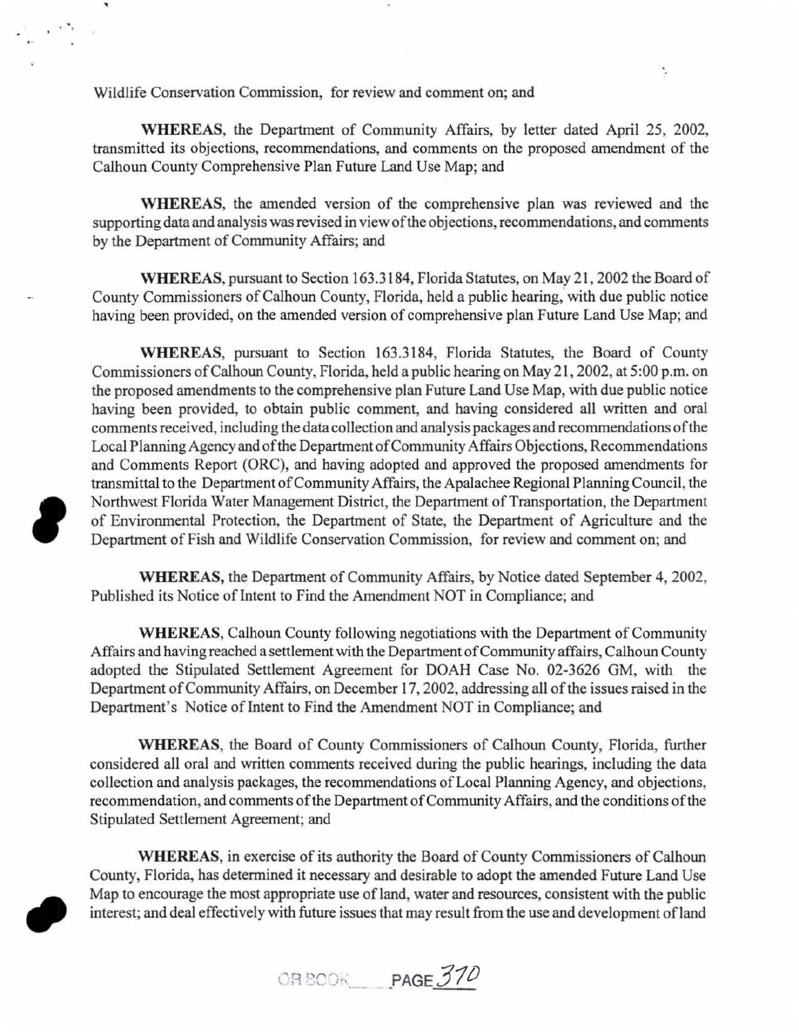Wildlife Conservation Commission, for review and comment on; and

**WHEREAS**, the Department of Community Affairs, by letter dated April 25, 2002, transmitted its objections, recommendations, and comments on the proposed amendment of the Calhoun County Comprehensive Plan Future Land Use Map; and

**WHEREAS**, the amended version of the comprehensive plan was reviewed and the supporting data and analysis was revised in view of the objections, recommendations, and comments by the Department of Community Affairs; and

**WHEREAS**, pursuant to Section 163.3184, Florida Statutes, on May 21, 2002 the Board of County Commissioners of Calhoun County, Florida, held a public hearing, with due public notice having been provided, on the amended version of comprehensive plan Future Land Use Map; and

**WHEREAS**, pursuant to Section 163.3184, Florida Statutes, the Board of County Commissioners of Calhoun County, Florida, held a public hearing on May 21, 2002, at 5:00 p.m. on the proposed amendments to the comprehensive plan Future Land Use Map, with due public notice having been provided, to obtain public comment, and having considered all written and oral comments received, including the data collection and analysis packages and recommendations of the Local Planning Agency and of the Department of Community Affairs Objections, Recommendations and Comments Report (ORC), and having adopted and approved the proposed amendments for transmittal to the Department of Community Affairs, the Apalachee Regional Planning Council, the Northwest Florida Water Management District, the Department of Transportation, the Department of Environmental Protection, the Department of State, the Department of Agriculture and the Department of Fish and Wildlife Conservation Commission, for review and comment on; and

**WHEREAS**, the Department of Community Affairs, by Notice dated September 4, 2002, Published its Notice of Intent to Find the Amendment NOT in Compliance; and

**WHEREAS**, Calhoun County following negotiations with the Department of Community Affairs and having reached a settlement with the Department of Community affairs, Calhoun County adopted the Stipulated Settlement Agreement for DOAH Case No. 02-3626 GM, with the Department of Community Affairs, on December 17, 2002, addressing all of the issues raised in the Department's Notice of Intent to Find the Amendment NOT in Compliance; and

**WHEREAS**, the Board of County Commissioners of Calhoun County, Florida, further considered all oral and written comments received during the public hearings, including the data collection and analysis packages, the recommendations of Local Planning Agency, and objections, recommendation, and comments of the Department of Community Affairs, and the conditions of the Stipulated Settlement Agreement; and

**WHEREAS**, in exercise of its authority the Board of County Commissioners of Calhoun County, Florida, has determined it necessary and desirable to adopt the amended Future Land Use Map to encourage the most appropriate use of land, water and resources, consistent with the public interest; and deal effectively with future issues that may result from the use and development of land

OR BOOK\_\_\_\_ PAGE 370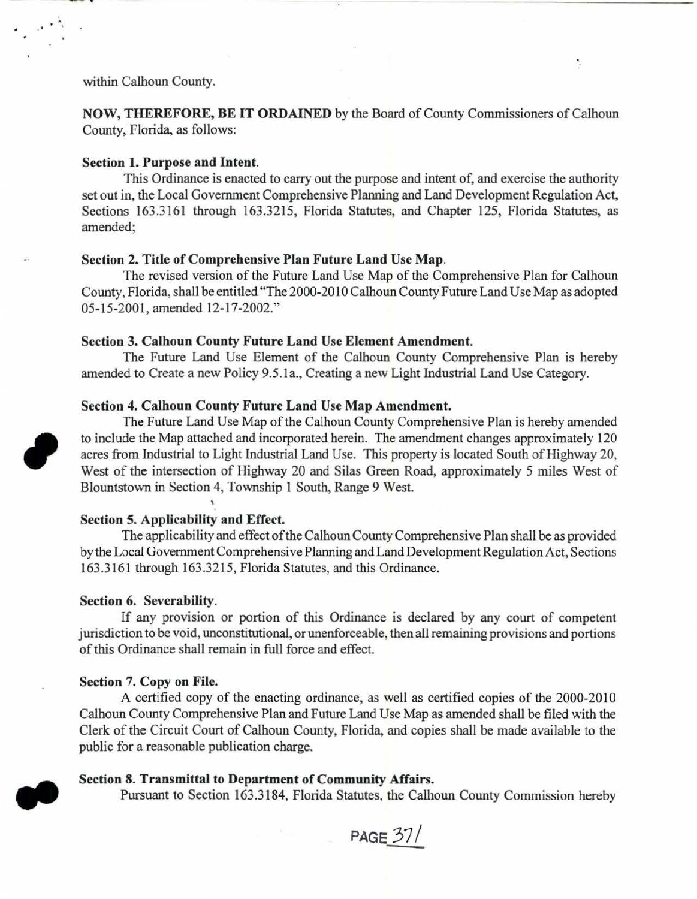within Calhoun County.

**NOW, THEREFORE, BE IT ORDAINED** by the Board of County Commissioners of Calhoun County, Florida, as follows:

**Section 1. Purpose and Intent.**

This Ordinance is enacted to carry out the purpose and intent of, and exercise the authority set out in, the Local Government Comprehensive Planning and Land Development Regulation Act, Sections 163.3161 through 163.3215, Florida Statutes, and Chapter 125, Florida Statutes, as amended;

**Section 2. Title of Comprehensive Plan Future Land Use Map.**

The revised version of the Future Land Use Map of the Comprehensive Plan for Calhoun County, Florida, shall be entitled "The 2000-2010 Calhoun County Future Land Use Map as adopted 05-15-2001, amended 12-17-2002."

**Section 3. Calhoun County Future Land Use Element Amendment.**

The Future Land Use Element of the Calhoun County Comprehensive Plan is hereby amended to Create a new Policy 9.5.1a., Creating a new Light Industrial Land Use Category.

**Section 4. Calhoun County Future Land Use Map Amendment.**

The Future Land Use Map of the Calhoun County Comprehensive Plan is hereby amended to include the Map attached and incorporated herein. The amendment changes approximately 120 acres from Industrial to Light Industrial Land Use. This property is located South of Highway 20, West of the intersection of Highway 20 and Silas Green Road, approximately 5 miles West of Blountstown in Section 4, Township 1 South, Range 9 West.

**Section 5. Applicability and Effect.**

The applicability and effect of the Calhoun County Comprehensive Plan shall be as provided by the Local Government Comprehensive Planning and Land Development Regulation Act, Sections 163.3161 through 163.3215, Florida Statutes, and this Ordinance.

**Section 6. Severability.**

If any provision or portion of this Ordinance is declared by any court of competent jurisdiction to be void, unconstitutional, or unenforceable, then all remaining provisions and portions of this Ordinance shall remain in full force and effect.

**Section 7. Copy on File.**

A certified copy of the enacting ordinance, as well as certified copies of the 2000-2010 Calhoun County Comprehensive Plan and Future Land Use Map as amended shall be filed with the Clerk of the Circuit Court of Calhoun County, Florida, and copies shall be made available to the public for a reasonable publication charge.

**Section 8. Transmittal to Department of Community Affairs.**

Pursuant to Section 163.3184, Florida Statutes, the Calhoun County Commission hereby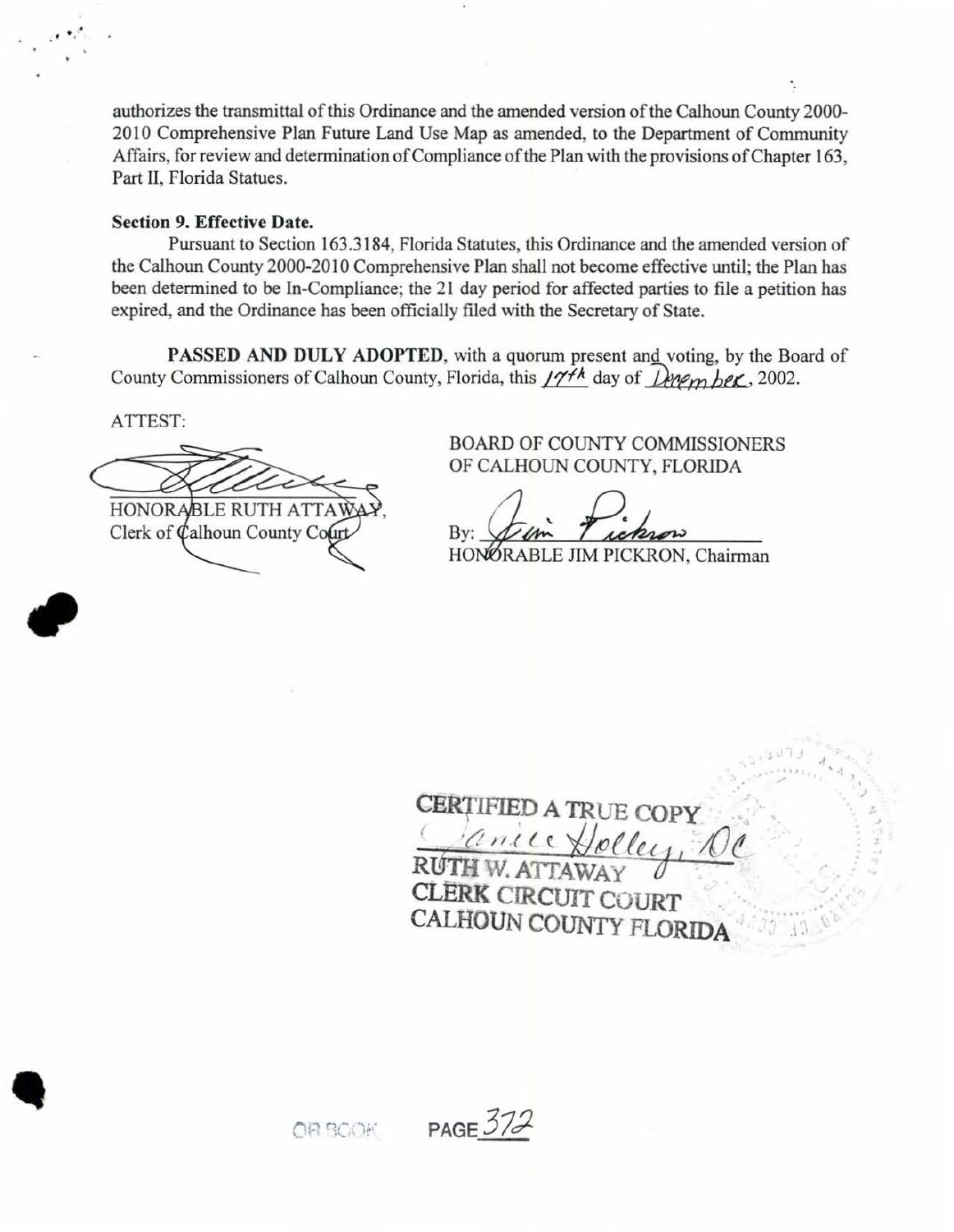authorizes the transmittal of this Ordinance and the amended version of the Calhoun County 2000-2010 Comprehensive Plan Future Land Use Map as amended, to the Department of Community Affairs, for review and determination of Compliance of the Plan with the provisions of Chapter 163, Part II, Florida Statues.

**Section 9. Effective Date.**

Pursuant to Section 163.3184, Florida Statutes, this Ordinance and the amended version of the Calhoun County 2000-2010 Comprehensive Plan shall not become effective until; the Plan has been determined to be In-Compliance; the 21 day period for affected parties to file a petition has expired, and the Ordinance has been officially filed with the Secretary of State.

**PASSED AND DULY ADOPTED**, with a quorum present and voting, by the Board of County Commissioners of Calhoun County, Florida, this 17th day of December, 2002.

ATTEST:

HONORABLE RUTH ATTAWAY,
Clerk of Calhoun County Court

BOARD OF COUNTY COMMISSIONERS
OF CALHOUN COUNTY, FLORIDA

By: Jim Pickron
HONORABLE JIM PICKRON, Chairman

CERTIFIED A TRUE COPY
Janice Holley, DC
RUTH W. ATTAWAY
CLERK CIRCUIT COURT
CALHOUN COUNTY FLORIDA

OR BOOK PAGE 372